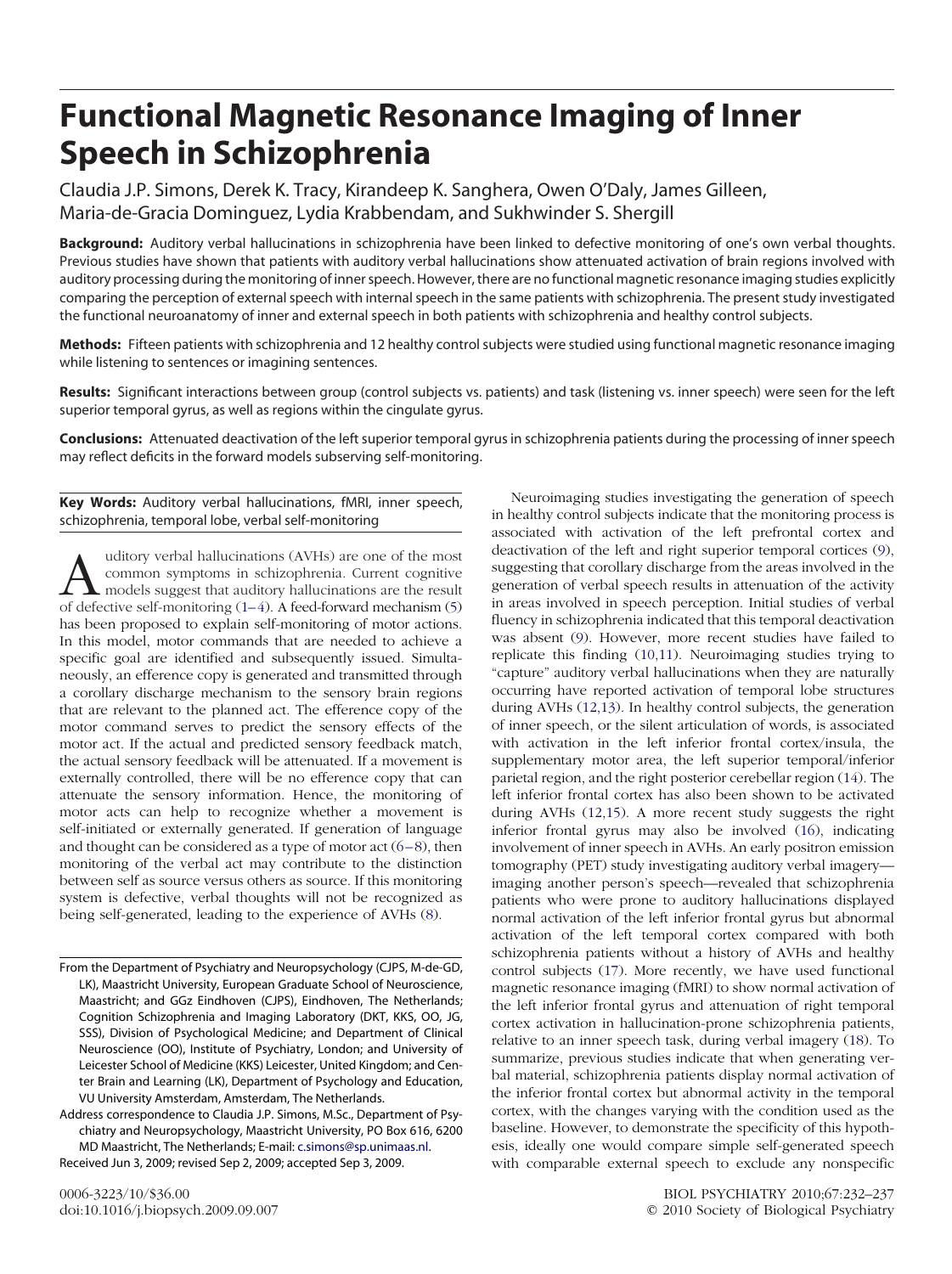# Functional Magnetic Resonance Imaging of Inner Speech in Schizophrenia

Claudia J.P. Simons, Derek K. Tracy, Kirandeep K. Sanghera, Owen O'Daly, James Gilleen, Maria-de-Gracia Dominguez, Lydia Krabbendam, and Sukhwinder S. Shergill

**Background:** Auditory verbal hallucinations in schizophrenia have been linked to defective monitoring of one's own verbal thoughts. Previous studies have shown that patients with auditory verbal hallucinations show attenuated activation of brain regions involved with auditory processing during the monitoring of inner speech. However, there are no functional magnetic resonance imaging studies explicitly comparing the perception of external speech with internal speech in the same patients with schizophrenia. The present study investigated the functional neuroanatomy of inner and external speech in both patients with schizophrenia and healthy control subjects.

**Methods:** Fifteen patients with schizophrenia and 12 healthy control subjects were studied using functional magnetic resonance imaging while listening to sentences or imagining sentences.

**Results:** Significant interactions between group (control subjects vs. patients) and task (listening vs. inner speech) were seen for the left superior temporal gyrus, as well as regions within the cingulate gyrus.

**Conclusions:** Attenuated deactivation of the left superior temporal gyrus in schizophrenia patients during the processing of inner speech may reflect deficits in the forward models subserving self-monitoring.

**Key Words:** Auditory verbal hallucinations, fMRI, inner speech, schizophrenia, temporal lobe, verbal self-monitoring

Auditory verbal hallucinations (AVHs) are one of the most common symptoms in schizophrenia. Current cognitive models suggest that auditory hallucinations are the result of defective self-monitoring (1–4). A feed-forward mechanism (5) has been proposed to explain self-monitoring of motor actions. In this model, motor commands that are needed to achieve a specific goal are identified and subsequently issued. Simultaneously, an efference copy is generated and transmitted through a corollary discharge mechanism to the sensory brain regions that are relevant to the planned act. The efference copy of the motor command serves to predict the sensory effects of the motor act. If the actual and predicted sensory feedback match, the actual sensory feedback will be attenuated. If a movement is externally controlled, there will be no efference copy that can attenuate the sensory information. Hence, the monitoring of motor acts can help to recognize whether a movement is self-initiated or externally generated. If generation of language and thought can be considered as a type of motor act (6–8), then monitoring of the verbal act may contribute to the distinction between self as source versus others as source. If this monitoring system is defective, verbal thoughts will not be recognized as being self-generated, leading to the experience of AVHs (8).

From the Department of Psychiatry and Neuropsychology (CJPS, M-de-GD, LK), Maastricht University, European Graduate School of Neuroscience, Maastricht; and GGz Eindhoven (CJPS), Eindhoven, The Netherlands; Cognition Schizophrenia and Imaging Laboratory (DKT, KKS, OO, JG, SSS), Division of Psychological Medicine; and Department of Clinical Neuroscience (OO), Institute of Psychiatry, London; and University of Leicester School of Medicine (KKS) Leicester, United Kingdom; and Center Brain and Learning (LK), Department of Psychology and Education, VU University Amsterdam, Amsterdam, The Netherlands.

Address correspondence to Claudia J.P. Simons, M.Sc., Department of Psychiatry and Neuropsychology, Maastricht University, PO Box 616, 6200 MD Maastricht, The Netherlands; E-mail: c.simons@sp.unimaas.nl.

Received Jun 3, 2009; revised Sep 2, 2009; accepted Sep 3, 2009.

0006-3223/10/$36.00
doi:10.1016/j.biopsych.2009.09.007

Neuroimaging studies investigating the generation of speech in healthy control subjects indicate that the monitoring process is associated with activation of the left prefrontal cortex and deactivation of the left and right superior temporal cortices (9), suggesting that corollary discharge from the areas involved in the generation of verbal speech results in attenuation of the activity in areas involved in speech perception. Initial studies of verbal fluency in schizophrenia indicated that this temporal deactivation was absent (9). However, more recent studies have failed to replicate this finding (10,11). Neuroimaging studies trying to "capture" auditory verbal hallucinations when they are naturally occurring have reported activation of temporal lobe structures during AVHs (12,13). In healthy control subjects, the generation of inner speech, or the silent articulation of words, is associated with activation in the left inferior frontal cortex/insula, the supplementary motor area, the left superior temporal/inferior parietal region, and the right posterior cerebellar region (14). The left inferior frontal cortex has also been shown to be activated during AVHs (12,15). A more recent study suggests the right inferior frontal gyrus may also be involved (16), indicating involvement of inner speech in AVHs. An early positron emission tomography (PET) study investigating auditory verbal imagery—imaging another person's speech—revealed that schizophrenia patients who were prone to auditory hallucinations displayed normal activation of the left inferior frontal gyrus but abnormal activation of the left temporal cortex compared with both schizophrenia patients without a history of AVHs and healthy control subjects (17). More recently, we have used functional magnetic resonance imaging (fMRI) to show normal activation of the left inferior frontal gyrus and attenuation of right temporal cortex activation in hallucination-prone schizophrenia patients, relative to an inner speech task, during verbal imagery (18). To summarize, previous studies indicate that when generating verbal material, schizophrenia patients display normal activation of the inferior frontal cortex but abnormal activity in the temporal cortex, with the changes varying with the condition used as the baseline. However, to demonstrate the specificity of this hypothesis, ideally one would compare simple self-generated speech with comparable external speech to exclude any nonspecific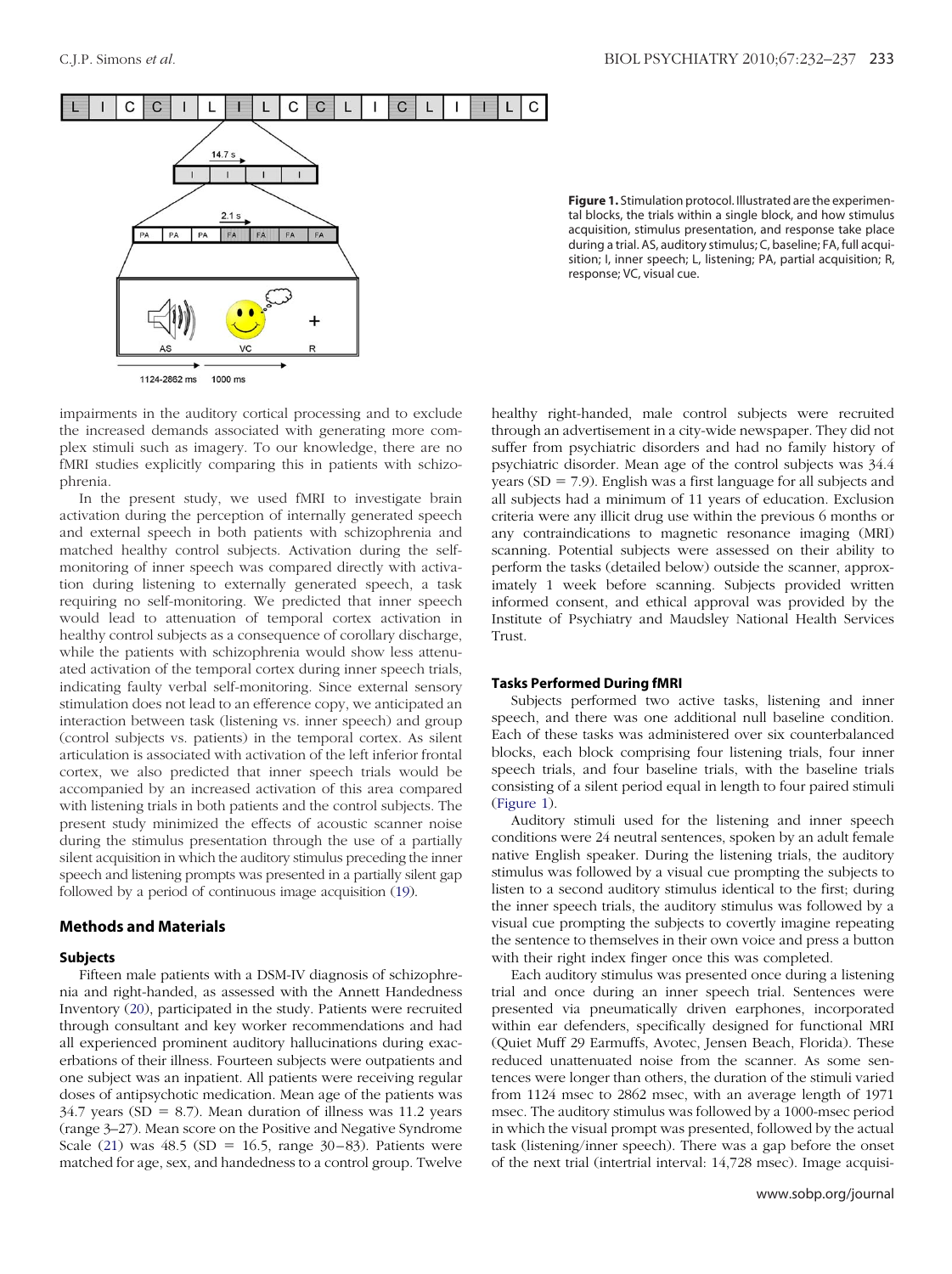L | I | C | C | I | L | I | L | C | C | L | I | C | L | I | I | L | C

14.7 s

I | I | I | I

2.1 s

PA | PA | PA | FA | FA | FA | FA

AS

VC

R

1124-2862 ms

1000 ms

**Figure 1.** Stimulation protocol. Illustrated are the experimental blocks, the trials within a single block, and how stimulus acquisition, stimulus presentation, and response take place during a trial. AS, auditory stimulus; C, baseline; FA, full acquisition; I, inner speech; L, listening; PA, partial acquisition; R, response; VC, visual cue.

impairments in the auditory cortical processing and to exclude the increased demands associated with generating more complex stimuli such as imagery. To our knowledge, there are no fMRI studies explicitly comparing this in patients with schizophrenia.

In the present study, we used fMRI to investigate brain activation during the perception of internally generated speech and external speech in both patients with schizophrenia and matched healthy control subjects. Activation during the self-monitoring of inner speech was compared directly with activation during listening to externally generated speech, a task requiring no self-monitoring. We predicted that inner speech would lead to attenuation of temporal cortex activation in healthy control subjects as a consequence of corollary discharge, while the patients with schizophrenia would show less attenuated activation of the temporal cortex during inner speech trials, indicating faulty verbal self-monitoring. Since external sensory stimulation does not lead to an efference copy, we anticipated an interaction between task (listening vs. inner speech) and group (control subjects vs. patients) in the temporal cortex. As silent articulation is associated with activation of the left inferior frontal cortex, we also predicted that inner speech trials would be accompanied by an increased activation of this area compared with listening trials in both patients and the control subjects. The present study minimized the effects of acoustic scanner noise during the stimulus presentation through the use of a partially silent acquisition in which the auditory stimulus preceding the inner speech and listening prompts was presented in a partially silent gap followed by a period of continuous image acquisition (19).

## Methods and Materials

### Subjects

Fifteen male patients with a DSM-IV diagnosis of schizophrenia and right-handed, as assessed with the Annett Handedness Inventory (20), participated in the study. Patients were recruited through consultant and key worker recommendations and had all experienced prominent auditory hallucinations during exacerbations of their illness. Fourteen subjects were outpatients and one subject was an inpatient. All patients were receiving regular doses of antipsychotic medication. Mean age of the patients was 34.7 years (SD = 8.7). Mean duration of illness was 11.2 years (range 3–27). Mean score on the Positive and Negative Syndrome Scale (21) was 48.5 (SD = 16.5, range 30–83). Patients were matched for age, sex, and handedness to a control group. Twelve healthy right-handed, male control subjects were recruited through an advertisement in a city-wide newspaper. They did not suffer from psychiatric disorders and had no family history of psychiatric disorder. Mean age of the control subjects was 34.4 years (SD = 7.9). English was a first language for all subjects and all subjects had a minimum of 11 years of education. Exclusion criteria were any illicit drug use within the previous 6 months or any contraindications to magnetic resonance imaging (MRI) scanning. Potential subjects were assessed on their ability to perform the tasks (detailed below) outside the scanner, approximately 1 week before scanning. Subjects provided written informed consent, and ethical approval was provided by the Institute of Psychiatry and Maudsley National Health Services Trust.

### Tasks Performed During fMRI

Subjects performed two active tasks, listening and inner speech, and there was one additional null baseline condition. Each of these tasks was administered over six counterbalanced blocks, each block comprising four listening trials, four inner speech trials, and four baseline trials, with the baseline trials consisting of a silent period equal in length to four paired stimuli (Figure 1).

Auditory stimuli used for the listening and inner speech conditions were 24 neutral sentences, spoken by an adult female native English speaker. During the listening trials, the auditory stimulus was followed by a visual cue prompting the subjects to listen to a second auditory stimulus identical to the first; during the inner speech trials, the auditory stimulus was followed by a visual cue prompting the subjects to covertly imagine repeating the sentence to themselves in their own voice and press a button with their right index finger once this was completed.

Each auditory stimulus was presented once during a listening trial and once during an inner speech trial. Sentences were presented via pneumatically driven earphones, incorporated within ear defenders, specifically designed for functional MRI (Quiet Muff 29 Earmuffs, Avotec, Jensen Beach, Florida). These reduced unattenuated noise from the scanner. As some sentences were longer than others, the duration of the stimuli varied from 1124 msec to 2862 msec, with an average length of 1971 msec. The auditory stimulus was followed by a 1000-msec period in which the visual prompt was presented, followed by the actual task (listening/inner speech). There was a gap before the onset of the next trial (intertrial interval: 14,728 msec). Image acquisi-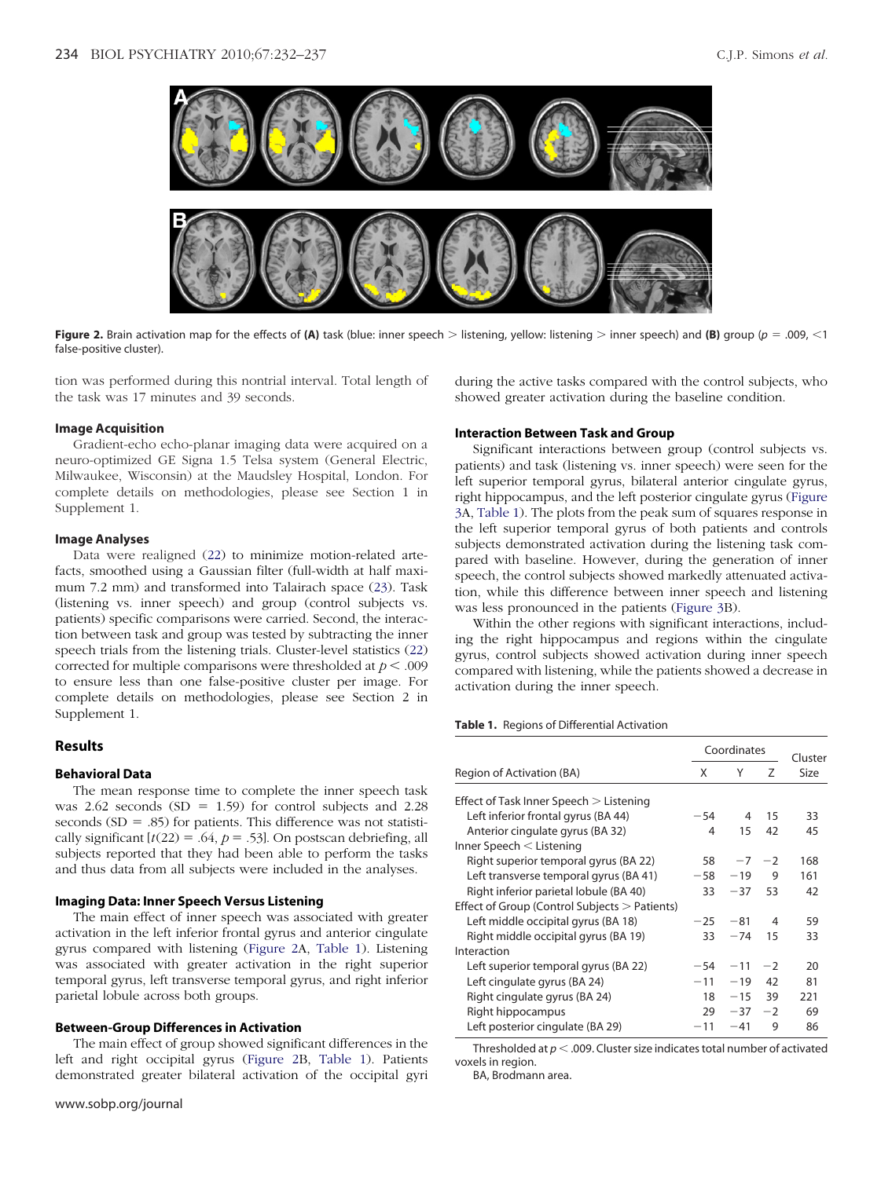**Figure 2.** Brain activation map for the effects of **(A)** task (blue: inner speech > listening, yellow: listening > inner speech) and **(B)** group ($p$ = .009, <1 false-positive cluster).

tion was performed during this nontrial interval. Total length of the task was 17 minutes and 39 seconds.

### Image Acquisition

Gradient-echo echo-planar imaging data were acquired on a neuro-optimized GE Signa 1.5 Telsa system (General Electric, Milwaukee, Wisconsin) at the Maudsley Hospital, London. For complete details on methodologies, please see Section 1 in Supplement 1.

### Image Analyses

Data were realigned (22) to minimize motion-related artefacts, smoothed using a Gaussian filter (full-width at half maximum 7.2 mm) and transformed into Talairach space (23). Task (listening vs. inner speech) and group (control subjects vs. patients) specific comparisons were carried. Second, the interaction between task and group was tested by subtracting the inner speech trials from the listening trials. Cluster-level statistics (22) corrected for multiple comparisons were thresholded at $p < .009$ to ensure less than one false-positive cluster per image. For complete details on methodologies, please see Section 2 in Supplement 1.

## Results

### Behavioral Data

The mean response time to complete the inner speech task was 2.62 seconds (SD = 1.59) for control subjects and 2.28 seconds (SD = .85) for patients. This difference was not statistically significant [$t(22) = .64$, $p = .53$]. On postscan debriefing, all subjects reported that they had been able to perform the tasks and thus data from all subjects were included in the analyses.

### Imaging Data: Inner Speech Versus Listening

The main effect of inner speech was associated with greater activation in the left inferior frontal gyrus and anterior cingulate gyrus compared with listening (Figure 2A, Table 1). Listening was associated with greater activation in the right superior temporal gyrus, left transverse temporal gyrus, and right inferior parietal lobule across both groups.

### Between-Group Differences in Activation

The main effect of group showed significant differences in the left and right occipital gyrus (Figure 2B, Table 1). Patients demonstrated greater bilateral activation of the occipital gyri during the active tasks compared with the control subjects, who showed greater activation during the baseline condition.

### Interaction Between Task and Group

Significant interactions between group (control subjects vs. patients) and task (listening vs. inner speech) were seen for the left superior temporal gyrus, bilateral anterior cingulate gyrus, right hippocampus, and the left posterior cingulate gyrus (Figure 3A, Table 1). The plots from the peak sum of squares response in the left superior temporal gyrus of both patients and controls subjects demonstrated activation during the listening task compared with baseline. However, during the generation of inner speech, the control subjects showed markedly attenuated activation, while this difference between inner speech and listening was less pronounced in the patients (Figure 3B).

Within the other regions with significant interactions, including the right hippocampus and regions within the cingulate gyrus, control subjects showed activation during inner speech compared with listening, while the patients showed a decrease in activation during the inner speech.

**Table 1.** Regions of Differential Activation

| Region of Activation (BA) | Coordinates | | | Cluster Size |
|---|---|---|---|---|
| | X | Y | Z | |
| Effect of Task Inner Speech > Listening | | | | |
| Left inferior frontal gyrus (BA 44) | −54 | 4 | 15 | 33 |
| Anterior cingulate gyrus (BA 32) | 4 | 15 | 42 | 45 |
| Inner Speech < Listening | | | | |
| Right superior temporal gyrus (BA 22) | 58 | −7 | −2 | 168 |
| Left transverse temporal gyrus (BA 41) | −58 | −19 | 9 | 161 |
| Right inferior parietal lobule (BA 40) | 33 | −37 | 53 | 42 |
| Effect of Group (Control Subjects > Patients) | | | | |
| Left middle occipital gyrus (BA 18) | −25 | −81 | 4 | 59 |
| Right middle occipital gyrus (BA 19) | 33 | −74 | 15 | 33 |
| Interaction | | | | |
| Left superior temporal gyrus (BA 22) | −54 | −11 | −2 | 20 |
| Left cingulate gyrus (BA 24) | −11 | −19 | 42 | 81 |
| Right cingulate gyrus (BA 24) | 18 | −15 | 39 | 221 |
| Right hippocampus | 29 | −37 | −2 | 69 |
| Left posterior cingulate (BA 29) | −11 | −41 | 9 | 86 |

Thresholded at $p < .009$. Cluster size indicates total number of activated voxels in region.

BA, Brodmann area.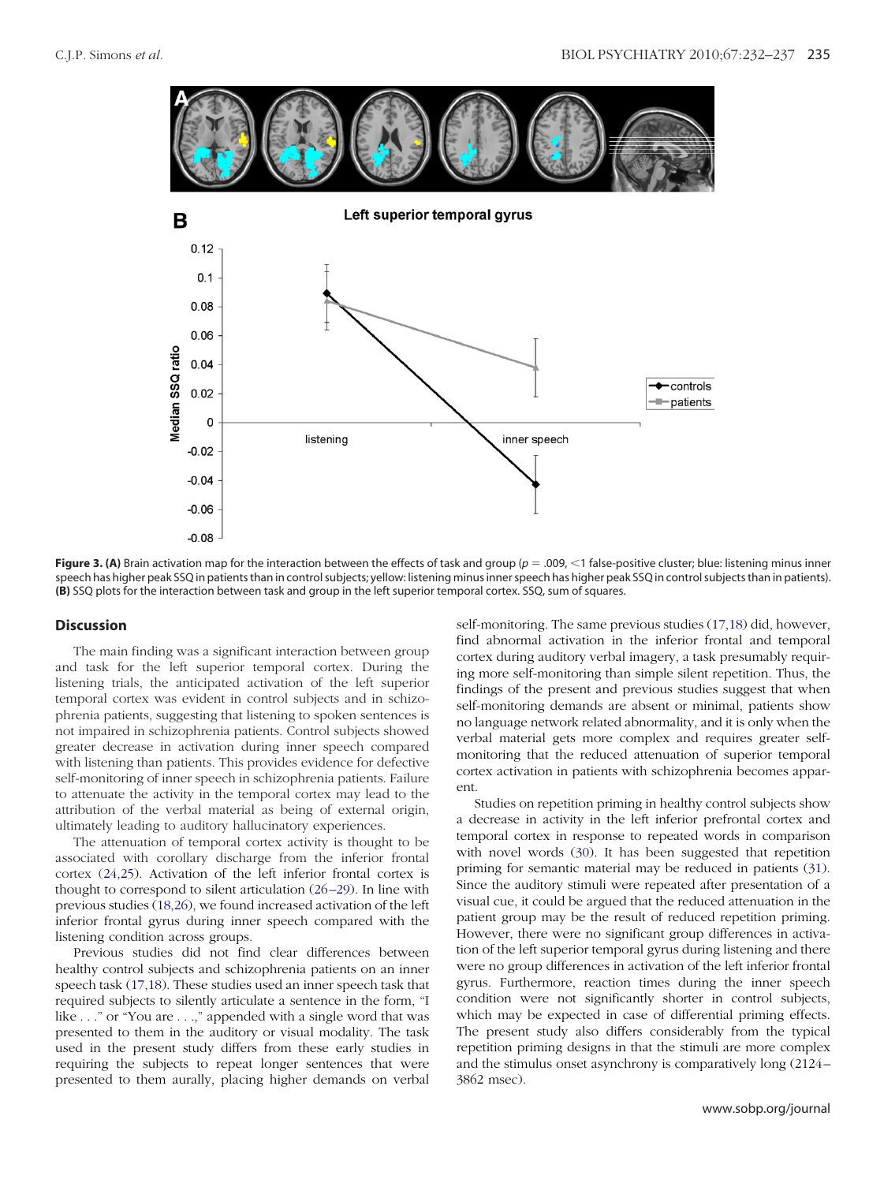A

B

Left superior temporal gyrus

Median SSQ ratio

0.12
0.1
0.08
0.06
0.04
0.02
0
-0.02
-0.04
-0.06
-0.08

listening

inner speech

controls
patients

**Figure 3. (A)** Brain activation map for the interaction between the effects of task and group ($p = .009$, <1 false-positive cluster; blue: listening minus inner speech has higher peak SSQ in patients than in control subjects; yellow: listening minus inner speech has higher peak SSQ in control subjects than in patients). **(B)** SSQ plots for the interaction between task and group in the left superior temporal cortex. SSQ, sum of squares.

## Discussion

The main finding was a significant interaction between group and task for the left superior temporal cortex. During the listening trials, the anticipated activation of the left superior temporal cortex was evident in control subjects and in schizophrenia patients, suggesting that listening to spoken sentences is not impaired in schizophrenia patients. Control subjects showed greater decrease in activation during inner speech compared with listening than patients. This provides evidence for defective self-monitoring of inner speech in schizophrenia patients. Failure to attenuate the activity in the temporal cortex may lead to the attribution of the verbal material as being of external origin, ultimately leading to auditory hallucinatory experiences.

The attenuation of temporal cortex activity is thought to be associated with corollary discharge from the inferior frontal cortex (24,25). Activation of the left inferior frontal cortex is thought to correspond to silent articulation (26–29). In line with previous studies (18,26), we found increased activation of the left inferior frontal gyrus during inner speech compared with the listening condition across groups.

Previous studies did not find clear differences between healthy control subjects and schizophrenia patients on an inner speech task (17,18). These studies used an inner speech task that required subjects to silently articulate a sentence in the form, "I like . . ." or "You are . . .," appended with a single word that was presented to them in the auditory or visual modality. The task used in the present study differs from these early studies in requiring the subjects to repeat longer sentences that were presented to them aurally, placing higher demands on verbal self-monitoring. The same previous studies (17,18) did, however, find abnormal activation in the inferior frontal and temporal cortex during auditory verbal imagery, a task presumably requiring more self-monitoring than simple silent repetition. Thus, the findings of the present and previous studies suggest that when self-monitoring demands are absent or minimal, patients show no language network related abnormality, and it is only when the verbal material gets more complex and requires greater self-monitoring that the reduced attenuation of superior temporal cortex activation in patients with schizophrenia becomes apparent.

Studies on repetition priming in healthy control subjects show a decrease in activity in the left inferior prefrontal cortex and temporal cortex in response to repeated words in comparison with novel words (30). It has been suggested that repetition priming for semantic material may be reduced in patients (31). Since the auditory stimuli were repeated after presentation of a visual cue, it could be argued that the reduced attenuation in the patient group may be the result of reduced repetition priming. However, there were no significant group differences in activation of the left superior temporal gyrus during listening and there were no group differences in activation of the left inferior frontal gyrus. Furthermore, reaction times during the inner speech condition were not significantly shorter in control subjects, which may be expected in case of differential priming effects. The present study also differs considerably from the typical repetition priming designs in that the stimuli are more complex and the stimulus onset asynchrony is comparatively long (2124–3862 msec).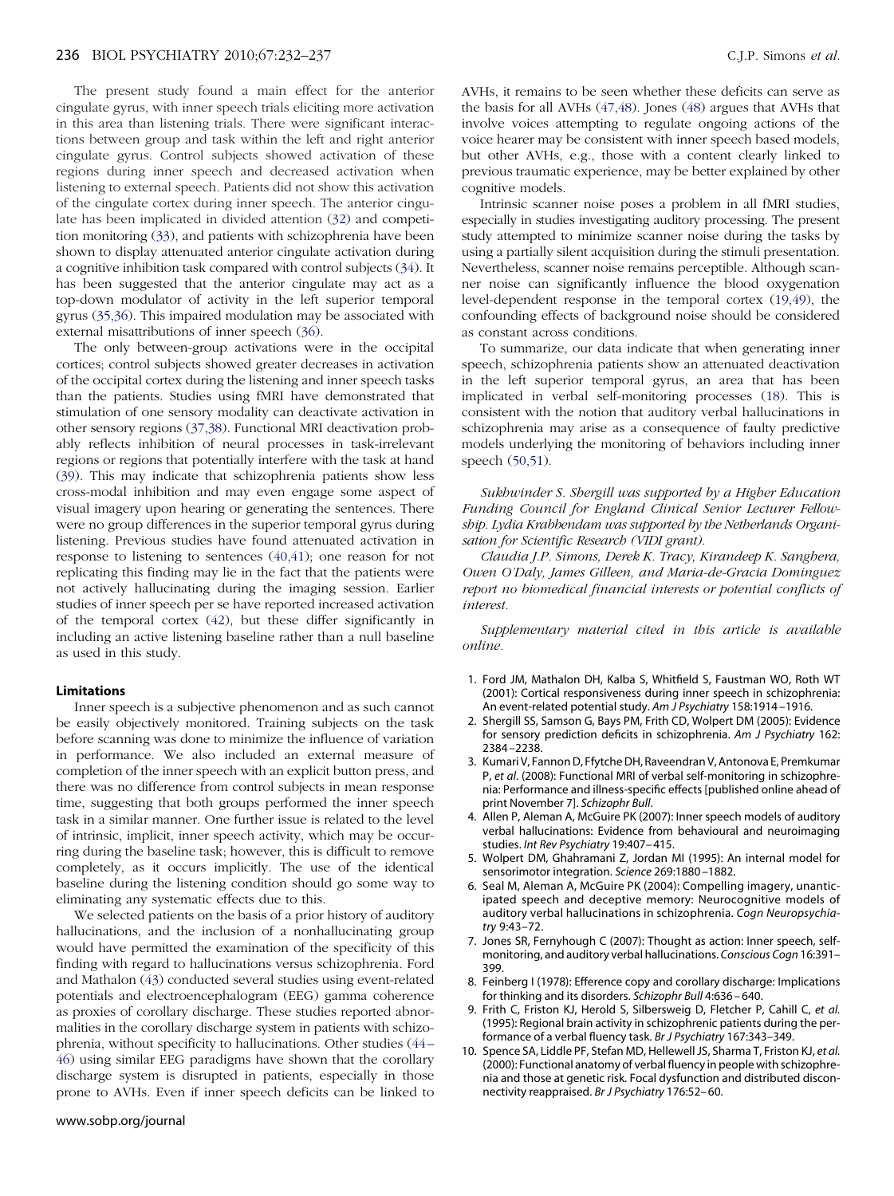The present study found a main effect for the anterior cingulate gyrus, with inner speech trials eliciting more activation in this area than listening trials. There were significant interactions between group and task within the left and right anterior cingulate gyrus. Control subjects showed activation of these regions during inner speech and decreased activation when listening to external speech. Patients did not show this activation of the cingulate cortex during inner speech. The anterior cingulate has been implicated in divided attention (32) and competition monitoring (33), and patients with schizophrenia have been shown to display attenuated anterior cingulate activation during a cognitive inhibition task compared with control subjects (34). It has been suggested that the anterior cingulate may act as a top-down modulator of activity in the left superior temporal gyrus (35,36). This impaired modulation may be associated with external misattributions of inner speech (36).

The only between-group activations were in the occipital cortices; control subjects showed greater decreases in activation of the occipital cortex during the listening and inner speech tasks than the patients. Studies using fMRI have demonstrated that stimulation of one sensory modality can deactivate activation in other sensory regions (37,38). Functional MRI deactivation probably reflects inhibition of neural processes in task-irrelevant regions or regions that potentially interfere with the task at hand (39). This may indicate that schizophrenia patients show less cross-modal inhibition and may even engage some aspect of visual imagery upon hearing or generating the sentences. There were no group differences in the superior temporal gyrus during listening. Previous studies have found attenuated activation in response to listening to sentences (40,41); one reason for not replicating this finding may lie in the fact that the patients were not actively hallucinating during the imaging session. Earlier studies of inner speech per se have reported increased activation of the temporal cortex (42), but these differ significantly in including an active listening baseline rather than a null baseline as used in this study.

#### Limitations

Inner speech is a subjective phenomenon and as such cannot be easily objectively monitored. Training subjects on the task before scanning was done to minimize the influence of variation in performance. We also included an external measure of completion of the inner speech with an explicit button press, and there was no difference from control subjects in mean response time, suggesting that both groups performed the inner speech task in a similar manner. One further issue is related to the level of intrinsic, implicit, inner speech activity, which may be occurring during the baseline task; however, this is difficult to remove completely, as it occurs implicitly. The use of the identical baseline during the listening condition should go some way to eliminating any systematic effects due to this.

We selected patients on the basis of a prior history of auditory hallucinations, and the inclusion of a nonhallucinating group would have permitted the examination of the specificity of this finding with regard to hallucinations versus schizophrenia. Ford and Mathalon (43) conducted several studies using event-related potentials and electroencephalogram (EEG) gamma coherence as proxies of corollary discharge. These studies reported abnormalities in the corollary discharge system in patients with schizophrenia, without specificity to hallucinations. Other studies (44–46) using similar EEG paradigms have shown that the corollary discharge system is disrupted in patients, especially in those prone to AVHs. Even if inner speech deficits can be linked to AVHs, it remains to be seen whether these deficits can serve as the basis for all AVHs (47,48). Jones (48) argues that AVHs that involve voices attempting to regulate ongoing actions of the voice hearer may be consistent with inner speech based models, but other AVHs, e.g., those with a content clearly linked to previous traumatic experience, may be better explained by other cognitive models.

Intrinsic scanner noise poses a problem in all fMRI studies, especially in studies investigating auditory processing. The present study attempted to minimize scanner noise during the tasks by using a partially silent acquisition during the stimuli presentation. Nevertheless, scanner noise remains perceptible. Although scanner noise can significantly influence the blood oxygenation level-dependent response in the temporal cortex (19,49), the confounding effects of background noise should be considered as constant across conditions.

To summarize, our data indicate that when generating inner speech, schizophrenia patients show an attenuated deactivation in the left superior temporal gyrus, an area that has been implicated in verbal self-monitoring processes (18). This is consistent with the notion that auditory verbal hallucinations in schizophrenia may arise as a consequence of faulty predictive models underlying the monitoring of behaviors including inner speech (50,51).

*Sukhwinder S. Shergill was supported by a Higher Education Funding Council for England Clinical Senior Lecturer Fellowship. Lydia Krabbendam was supported by the Netherlands Organisation for Scientific Research (VIDI grant).*

*Claudia J.P. Simons, Derek K. Tracy, Kirandeep K. Sanghera, Owen O'Daly, James Gilleen, and Maria-de-Gracia Dominguez report no biomedical financial interests or potential conflicts of interest.*

*Supplementary material cited in this article is available online.*

1. Ford JM, Mathalon DH, Kalba S, Whitfield S, Faustman WO, Roth WT (2001): Cortical responsiveness during inner speech in schizophrenia: An event-related potential study. *Am J Psychiatry* 158:1914–1916.
2. Shergill SS, Samson G, Bays PM, Frith CD, Wolpert DM (2005): Evidence for sensory prediction deficits in schizophrenia. *Am J Psychiatry* 162: 2384–2238.
3. Kumari V, Fannon D, Ffytche DH, Raveendran V, Antonova E, Premkumar P, *et al.* (2008): Functional MRI of verbal self-monitoring in schizophrenia: Performance and illness-specific effects [published online ahead of print November 7]. *Schizophr Bull.*
4. Allen P, Aleman A, McGuire PK (2007): Inner speech models of auditory verbal hallucinations: Evidence from behavioural and neuroimaging studies. *Int Rev Psychiatry* 19:407–415.
5. Wolpert DM, Ghahramani Z, Jordan MI (1995): An internal model for sensorimotor integration. *Science* 269:1880–1882.
6. Seal M, Aleman A, McGuire PK (2004): Compelling imagery, unanticipated speech and deceptive memory: Neurocognitive models of auditory verbal hallucinations in schizophrenia. *Cogn Neuropsychiatry* 9:43–72.
7. Jones SR, Fernyhough C (2007): Thought as action: Inner speech, self-monitoring, and auditory verbal hallucinations. *Conscious Cogn* 16:391–399.
8. Feinberg I (1978): Efference copy and corollary discharge: Implications for thinking and its disorders. *Schizophr Bull* 4:636–640.
9. Frith C, Friston KJ, Herold S, Silbersweig D, Fletcher P, Cahill C, *et al.* (1995): Regional brain activity in schizophrenic patients during the performance of a verbal fluency task. *Br J Psychiatry* 167:343–349.
10. Spence SA, Liddle PF, Stefan MD, Hellewell JS, Sharma T, Friston KJ, *et al.* (2000): Functional anatomy of verbal fluency in people with schizophrenia and those at genetic risk. Focal dysfunction and distributed disconnectivity reappraised. *Br J Psychiatry* 176:52–60.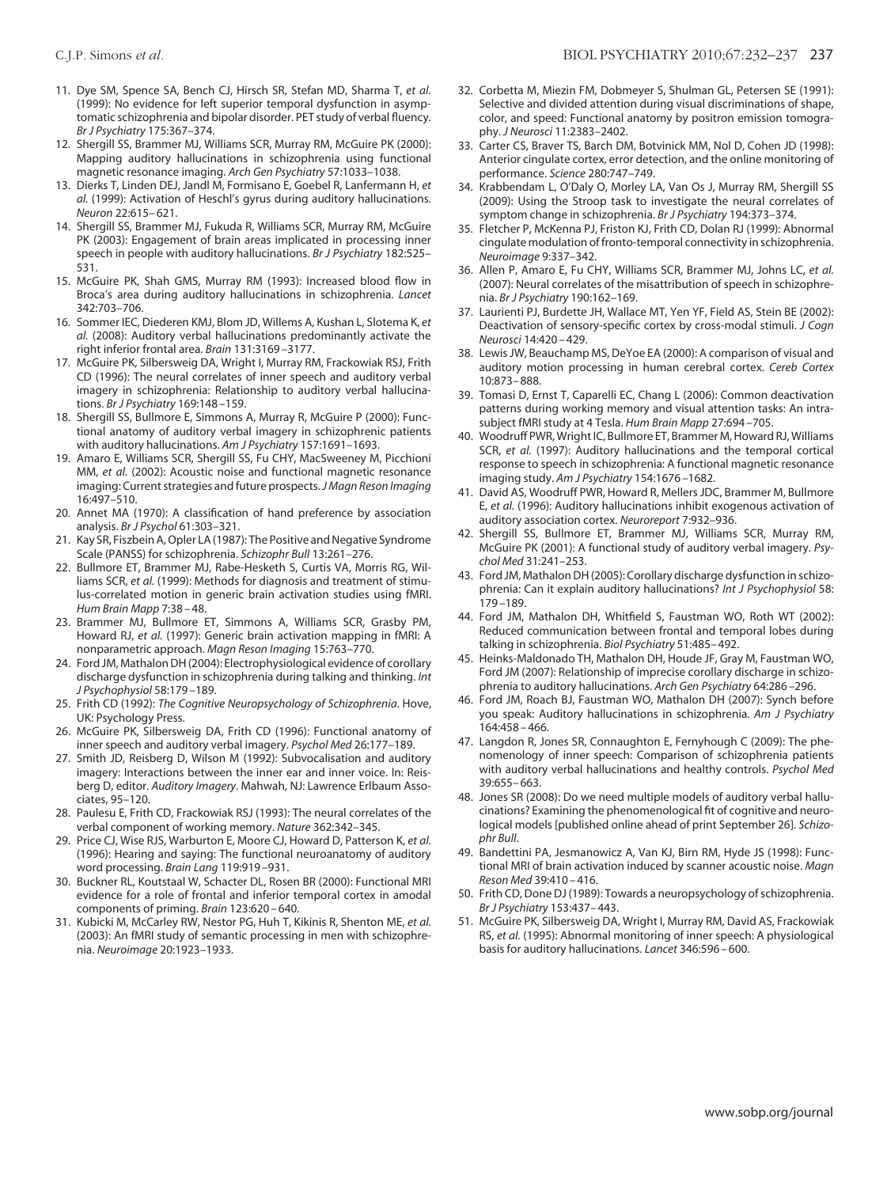11. Dye SM, Spence SA, Bench CJ, Hirsch SR, Stefan MD, Sharma T, *et al.* (1999): No evidence for left superior temporal dysfunction in asymptomatic schizophrenia and bipolar disorder. PET study of verbal fluency. *Br J Psychiatry* 175:367–374.
12. Shergill SS, Brammer MJ, Williams SCR, Murray RM, McGuire PK (2000): Mapping auditory hallucinations in schizophrenia using functional magnetic resonance imaging. *Arch Gen Psychiatry* 57:1033–1038.
13. Dierks T, Linden DEJ, Jandl M, Formisano E, Goebel R, Lanfermann H, *et al.* (1999): Activation of Heschl's gyrus during auditory hallucinations. *Neuron* 22:615–621.
14. Shergill SS, Brammer MJ, Fukuda R, Williams SCR, Murray RM, McGuire PK (2003): Engagement of brain areas implicated in processing inner speech in people with auditory hallucinations. *Br J Psychiatry* 182:525–531.
15. McGuire PK, Shah GMS, Murray RM (1993): Increased blood flow in Broca's area during auditory hallucinations in schizophrenia. *Lancet* 342:703–706.
16. Sommer IEC, Diederen KMJ, Blom JD, Willems A, Kushan L, Slotema K, *et al.* (2008): Auditory verbal hallucinations predominantly activate the right inferior frontal area. *Brain* 131:3169–3177.
17. McGuire PK, Silbersweig DA, Wright I, Murray RM, Frackowiak RSJ, Frith CD (1996): The neural correlates of inner speech and auditory verbal imagery in schizophrenia: Relationship to auditory verbal hallucinations. *Br J Psychiatry* 169:148–159.
18. Shergill SS, Bullmore E, Simmons A, Murray R, McGuire P (2000): Functional anatomy of auditory verbal imagery in schizophrenic patients with auditory hallucinations. *Am J Psychiatry* 157:1691–1693.
19. Amaro E, Williams SCR, Shergill SS, Fu CHY, MacSweeney M, Picchioni MM, *et al.* (2002): Acoustic noise and functional magnetic resonance imaging: Current strategies and future prospects. *J Magn Reson Imaging* 16:497–510.
20. Annet MA (1970): A classification of hand preference by association analysis. *Br J Psychol* 61:303–321.
21. Kay SR, Fiszbein A, Opler LA (1987): The Positive and Negative Syndrome Scale (PANSS) for schizophrenia. *Schizophr Bull* 13:261–276.
22. Bullmore ET, Brammer MJ, Rabe-Hesketh S, Curtis VA, Morris RG, Williams SCR, *et al.* (1999): Methods for diagnosis and treatment of stimulus-correlated motion in generic brain activation studies using fMRI. *Hum Brain Mapp* 7:38–48.
23. Brammer MJ, Bullmore ET, Simmons A, Williams SCR, Grasby PM, Howard RJ, *et al.* (1997): Generic brain activation mapping in fMRI: A nonparametric approach. *Magn Reson Imaging* 15:763–770.
24. Ford JM, Mathalon DH (2004): Electrophysiological evidence of corollary discharge dysfunction in schizophrenia during talking and thinking. *Int J Psychophysiol* 58:179–189.
25. Frith CD (1992): *The Cognitive Neuropsychology of Schizophrenia*. Hove, UK: Psychology Press.
26. McGuire PK, Silbersweig DA, Frith CD (1996): Functional anatomy of inner speech and auditory verbal imagery. *Psychol Med* 26:177–189.
27. Smith JD, Reisberg D, Wilson M (1992): Subvocalisation and auditory imagery: Interactions between the inner ear and inner voice. In: Reisberg D, editor. *Auditory Imagery*. Mahwah, NJ: Lawrence Erlbaum Associates, 95–120.
28. Paulesu E, Frith CD, Frackowiak RSJ (1993): The neural correlates of the verbal component of working memory. *Nature* 362:342–345.
29. Price CJ, Wise RJS, Warburton E, Moore CJ, Howard D, Patterson K, *et al.* (1996): Hearing and saying: The functional neuroanatomy of auditory word processing. *Brain Lang* 119:919–931.
30. Buckner RL, Koutstaal W, Schacter DL, Rosen BR (2000): Functional MRI evidence for a role of frontal and inferior temporal cortex in amodal components of priming. *Brain* 123:620–640.
31. Kubicki M, McCarley RW, Nestor PG, Huh T, Kikinis R, Shenton ME, *et al.* (2003): An fMRI study of semantic processing in men with schizophrenia. *Neuroimage* 20:1923–1933.
32. Corbetta M, Miezin FM, Dobmeyer S, Shulman GL, Petersen SE (1991): Selective and divided attention during visual discriminations of shape, color, and speed: Functional anatomy by positron emission tomography. *J Neurosci* 11:2383–2402.
33. Carter CS, Braver TS, Barch DM, Botvinick MM, Nol D, Cohen JD (1998): Anterior cingulate cortex, error detection, and the online monitoring of performance. *Science* 280:747–749.
34. Krabbendam L, O'Daly O, Morley LA, Van Os J, Murray RM, Shergill SS (2009): Using the Stroop task to investigate the neural correlates of symptom change in schizophrenia. *Br J Psychiatry* 194:373–374.
35. Fletcher P, McKenna PJ, Friston KJ, Frith CD, Dolan RJ (1999): Abnormal cingulate modulation of fronto-temporal connectivity in schizophrenia. *Neuroimage* 9:337–342.
36. Allen P, Amaro E, Fu CHY, Williams SCR, Brammer MJ, Johns LC, *et al.* (2007): Neural correlates of the misattribution of speech in schizophrenia. *Br J Psychiatry* 190:162–169.
37. Laurienti PJ, Burdette JH, Wallace MT, Yen YF, Field AS, Stein BE (2002): Deactivation of sensory-specific cortex by cross-modal stimuli. *J Cogn Neurosci* 14:420–429.
38. Lewis JW, Beauchamp MS, DeYoe EA (2000): A comparison of visual and auditory motion processing in human cerebral cortex. *Cereb Cortex* 10:873–888.
39. Tomasi D, Ernst T, Caparelli EC, Chang L (2006): Common deactivation patterns during working memory and visual attention tasks: An intra-subject fMRI study at 4 Tesla. *Hum Brain Mapp* 27:694–705.
40. Woodruff PWR, Wright IC, Bullmore ET, Brammer M, Howard RJ, Williams SCR, *et al.* (1997): Auditory hallucinations and the temporal cortical response to speech in schizophrenia: A functional magnetic resonance imaging study. *Am J Psychiatry* 154:1676–1682.
41. David AS, Woodruff PWR, Howard R, Mellers JDC, Brammer M, Bullmore E, *et al.* (1996): Auditory hallucinations inhibit exogenous activation of auditory association cortex. *Neuroreport* 7:932–936.
42. Shergill SS, Bullmore ET, Brammer MJ, Williams SCR, Murray RM, McGuire PK (2001): A functional study of auditory verbal imagery. *Psychol Med* 31:241–253.
43. Ford JM, Mathalon DH (2005): Corollary discharge dysfunction in schizophrenia: Can it explain auditory hallucinations? *Int J Psychophysiol* 58: 179–189.
44. Ford JM, Mathalon DH, Whitfield S, Faustman WO, Roth WT (2002): Reduced communication between frontal and temporal lobes during talking in schizophrenia. *Biol Psychiatry* 51:485–492.
45. Heinks-Maldonado TH, Mathalon DH, Houde JF, Gray M, Faustman WO, Ford JM (2007): Relationship of imprecise corollary discharge in schizophrenia to auditory hallucinations. *Arch Gen Psychiatry* 64:286–296.
46. Ford JM, Roach BJ, Faustman WO, Mathalon DH (2007): Synch before you speak: Auditory hallucinations in schizophrenia. *Am J Psychiatry* 164:458–466.
47. Langdon R, Jones SR, Connaughton E, Fernyhough C (2009): The phenomenology of inner speech: Comparison of schizophrenia patients with auditory verbal hallucinations and healthy controls. *Psychol Med* 39:655–663.
48. Jones SR (2008): Do we need multiple models of auditory verbal hallucinations? Examining the phenomenological fit of cognitive and neurological models [published online ahead of print September 26]. *Schizophr Bull*.
49. Bandettini PA, Jesmanowicz A, Van KJ, Birn RM, Hyde JS (1998): Functional MRI of brain activation induced by scanner acoustic noise. *Magn Reson Med* 39:410–416.
50. Frith CD, Done DJ (1989): Towards a neuropsychology of schizophrenia. *Br J Psychiatry* 153:437–443.
51. McGuire PK, Silbersweig DA, Wright I, Murray RM, David AS, Frackowiak RS, *et al.* (1995): Abnormal monitoring of inner speech: A physiological basis for auditory hallucinations. *Lancet* 346:596–600.